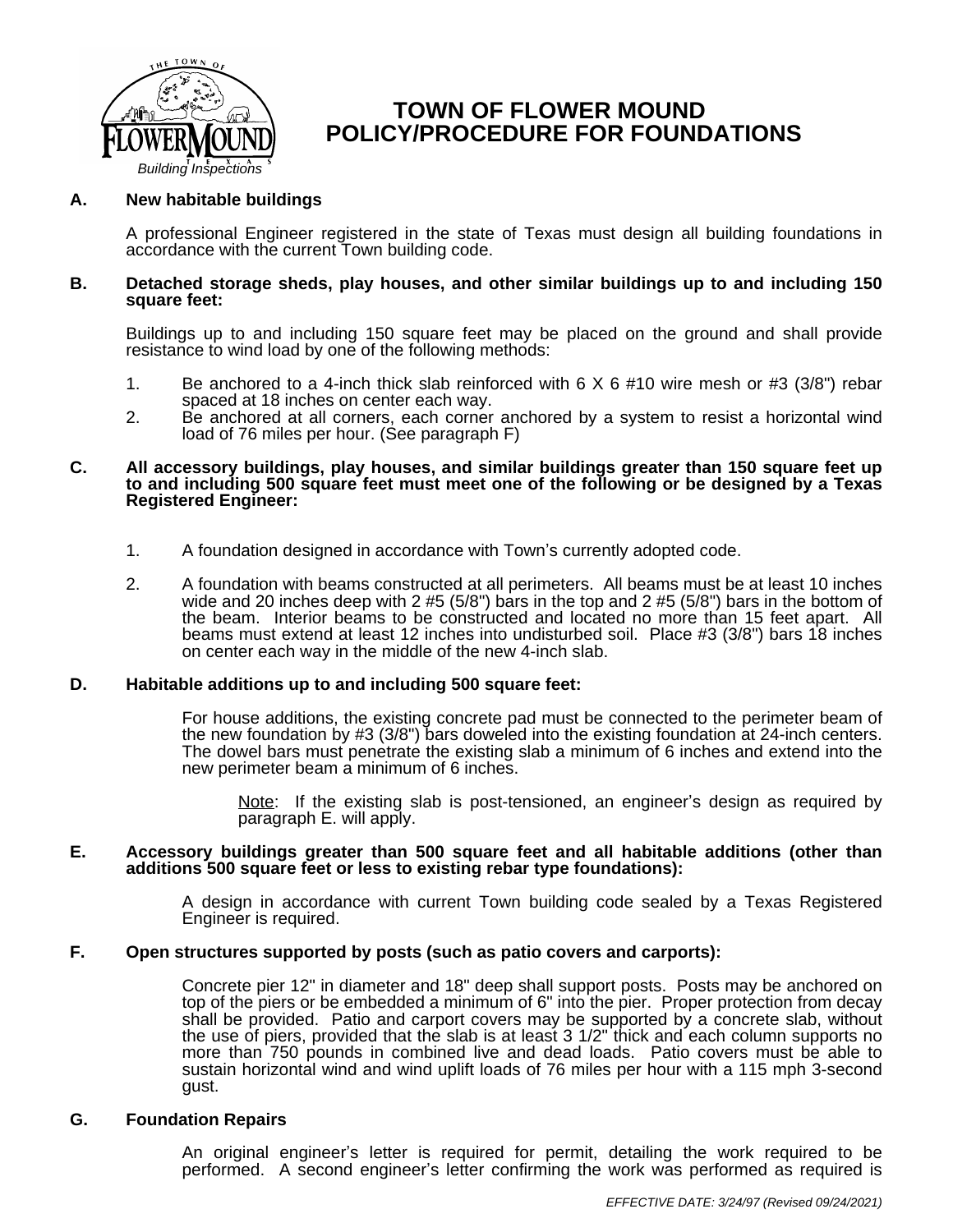# TOWN OF FLOWER MOUND POLICY/PROCEDURE FOR FOUNDATIONS

*Building Inspections*

## A. New habitable buildings

A professional Engineer registered in the state of Texas must design all building foundations in accordance with the current Town building code.

## B. Detached storage sheds, play houses, and other similar buildings up to and including 150 square feet:

Buildings up to and including 150 square feet may be placed on the ground and shall provide resistance to wind load by one of the following methods:

1. Be anchored to a 4-inch thick slab reinforced with 6 X 6 #10 wire mesh or #3 (3/8") rebar spaced at 18 inches on center each way.
2. Be anchored at all corners, each corner anchored by a system to resist a horizontal wind load of 76 miles per hour. (See paragraph F)

## C. All accessory buildings, play houses, and similar buildings greater than 150 square feet up to and including 500 square feet must meet one of the following or be designed by a Texas Registered Engineer:

1. A foundation designed in accordance with Town's currently adopted code.
2. A foundation with beams constructed at all perimeters. All beams must be at least 10 inches wide and 20 inches deep with 2 #5 (5/8") bars in the top and 2 #5 (5/8") bars in the bottom of the beam. Interior beams to be constructed and located no more than 15 feet apart. All beams must extend at least 12 inches into undisturbed soil. Place #3 (3/8") bars 18 inches on center each way in the middle of the new 4-inch slab.

## D. Habitable additions up to and including 500 square feet:

For house additions, the existing concrete pad must be connected to the perimeter beam of the new foundation by #3 (3/8") bars doweled into the existing foundation at 24-inch centers. The dowel bars must penetrate the existing slab a minimum of 6 inches and extend into the new perimeter beam a minimum of 6 inches.

Note: If the existing slab is post-tensioned, an engineer's design as required by paragraph E. will apply.

## E. Accessory buildings greater than 500 square feet and all habitable additions (other than additions 500 square feet or less to existing rebar type foundations):

A design in accordance with current Town building code sealed by a Texas Registered Engineer is required.

## F. Open structures supported by posts (such as patio covers and carports):

Concrete pier 12" in diameter and 18" deep shall support posts. Posts may be anchored on top of the piers or be embedded a minimum of 6" into the pier. Proper protection from decay shall be provided. Patio and carport covers may be supported by a concrete slab, without the use of piers, provided that the slab is at least 3 1/2" thick and each column supports no more than 750 pounds in combined live and dead loads. Patio covers must be able to sustain horizontal wind and wind uplift loads of 76 miles per hour with a 115 mph 3-second gust.

## G. Foundation Repairs

An original engineer's letter is required for permit, detailing the work required to be performed. A second engineer's letter confirming the work was performed as required is

*EFFECTIVE DATE: 3/24/97 (Revised 09/24/2021)*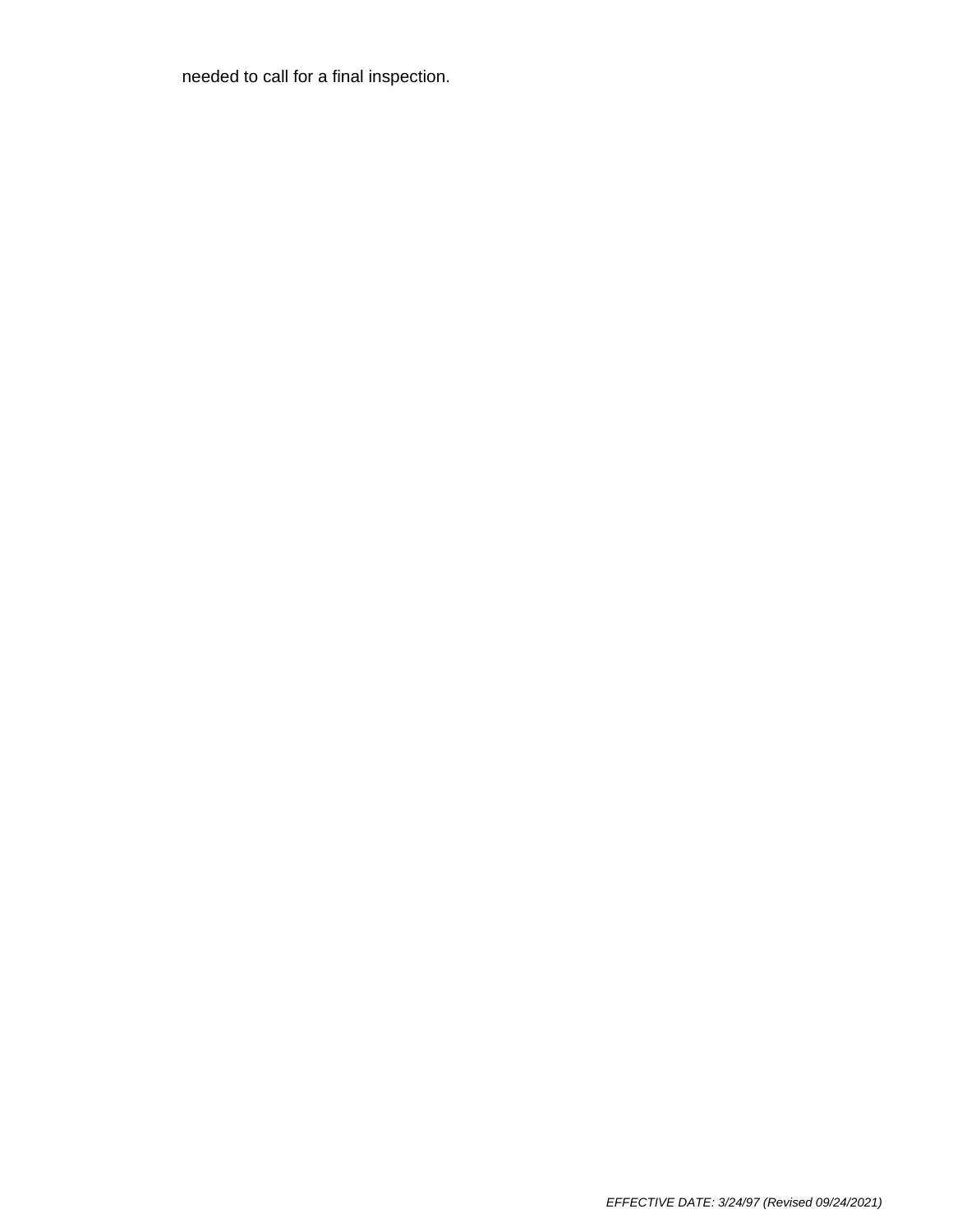needed to call for a final inspection.